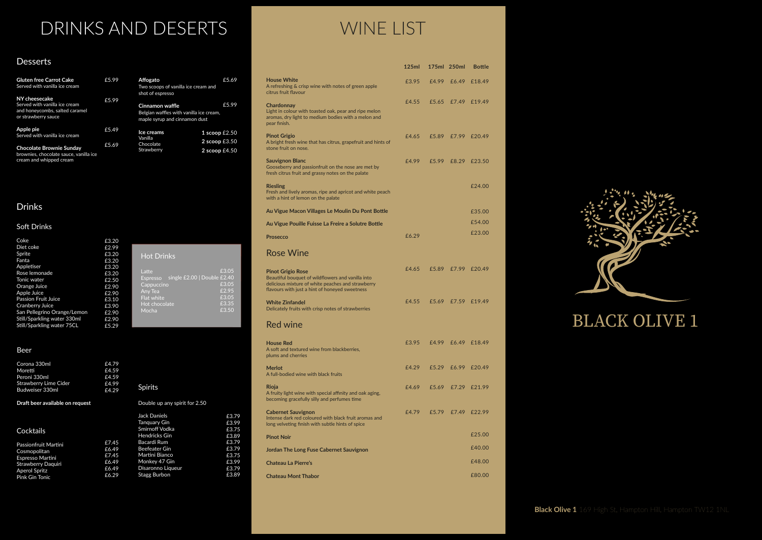# DRINKS AND DESERTS

## Desserts

| Item | Price |
|---|---|
| **Gluten free Carrot Cake** Served with vanilla ice cream | £5.99 |
| **NY cheesecake** Served with vanilla ice cream and honeycombs, salted caramel or strawberry sauce | £5.99 |
| **Apple pie** Served with vanilla ice cream | £5.49 |
| **Chocolate Brownie Sunday** brownies, chocolate sauce, vanilla ice cream and whipped cream | £5.69 |
| **Affogato** Two scoops of vanilla ice cream and shot of espresso | £5.69 |
| **Cinnamon waffle** Belgian waffles with vanilla ice cream, maple syrup and cinnamon dust | £5.99 |

**Ice creams**
Vanilla
Chocolate
Strawberry

**1 scoop** £2.50
**2 scoop** £3.50
**2 scoop** £4.50

## Drinks

### Soft Drinks

| Drink | Price |
|---|---|
| Coke | £3.20 |
| Diet coke | £2.99 |
| Sprite | £3.20 |
| Fanta | £3.20 |
| Appletiser | £3.20 |
| Rose lemonade | £3.20 |
| Tonic water | £2.50 |
| Orange Juice | £2.90 |
| Apple Juice | £2.90 |
| Passion Fruit Juice | £3.10 |
| Cranberry Juice | £3.90 |
| San Pellegrino Orange/Lemon | £2.90 |
| Still/Sparkling water 330ml | £2.90 |
| Still/Sparkling water 75CL | £5.29 |

### Hot Drinks

| Drink | Price |
|---|---|
| Latte | £3.05 |
| Espresso | single £2.00 \| Double £2.40 |
| Cappuccino | £3.05 |
| Any Tea | £2.95 |
| Flat white | £3.05 |
| Hot chocolate | £3.35 |
| Mocha | £3.50 |

### Beer

| Beer | Price |
|---|---|
| Corona 330ml | £4.79 |
| Moretti | £4.59 |
| Peroni 330ml | £4.59 |
| Strawberry Lime Cider | £4.99 |
| Budweiser 330ml | £4.29 |

**Draft beer available on request**

### Spirits

Double up any spirit for 2.50

| Spirit | Price |
|---|---|
| Jack Daniels | £3.79 |
| Tanquary Gin | £3.99 |
| Smirnoff Vodka | £3.75 |
| Hendricks Gin | £3.89 |
| Bacardi Rum | £3.79 |
| Beefeater Gin | £3.79 |
| Martini Bianco | £3.75 |
| Monkey 47 Gin | £3.99 |
| Disaronno Liqueur | £3.79 |
| Stagg Burbon | £3.89 |

### Cocktails

| Cocktail | Price |
|---|---|
| Passionfruit Martini | £7.45 |
| Cosmopolitan | £6.49 |
| Espresso Martini | £7.45 |
| Strawberry Daquiri | £6.49 |
| Aperol Spritz | £6.49 |
| Pink Gin Tonic | £6.29 |

# WINE LIST

| | 125ml | 175ml | 250ml | Bottle |
|---|---|---|---|---|
| **House White** A refreshing & crisp wine with notes of green apple citrus fruit flavour | £3.95 | £4.99 | £6.49 | £18.49 |
| **Chardonnay** Light in colour with toasted oak, pear and ripe melon aromas, dry light to medium bodies with a melon and pear finish. | £4.55 | £5.65 | £7.49 | £19.49 |
| **Pinot Grigio** A bright fresh wine that has citrus, grapefruit and hints of stone fruit on nose. | £4.65 | £5.89 | £7.99 | £20.49 |
| **Sauvignon Blanc** Gooseberry and passionfruit on the nose are met by fresh citrus fruit and grassy notes on the palate | £4.99 | £5.99 | £8.29 | £23.50 |
| **Riesling** Fresh and lively aromas, ripe and apricot and white peach with a hint of lemon on the palate | | | | £24.00 |
| **Au Vigue Macon Villages Le Moulin Du Pont Bottle** | | | | £35.00 |
| **Au Vigue Pouille Fuisse La Freire a Solutre Bottle** | | | | £54.00 |
| **Prosecco** | £6.29 | | | £23.00 |

## Rose Wine

| | 125ml | 175ml | 250ml | Bottle |
|---|---|---|---|---|
| **Pinot Grigio Rose** Beautiful bouquet of wildflowers and vanilla into delicious mixture of white peaches and strawberry flavours with just a hint of honeyed sweetness | £4.65 | £5.89 | £7.99 | £20.49 |
| **White Zinfandel** Delicately fruits with crisp notes of strawberries | £4.55 | £5.69 | £7.59 | £19.49 |

## Red wine

| | 125ml | 175ml | 250ml | Bottle |
|---|---|---|---|---|
| **House Red** A soft and textured wine from blackberries, plums and cherries | £3.95 | £4.99 | £6.49 | £18.49 |
| **Merlot** A full-bodied wine with black fruits | £4.29 | £5.29 | £6.99 | £20.49 |
| **Rioja** A fruity light wine with special affinity and oak aging, becoming gracefully silly and perfumes time | £4.69 | £5.69 | £7.29 | £21.99 |
| **Cabernet Sauvignon** Intense dark red coloured with black fruit aromas and long velveting finish with subtle hints of spice | £4.79 | £5.79 | £7.49 | £22.99 |
| **Pinot Noir** | | | | £25.00 |
| **Jordan The Long Fuse Cabernet Sauvignon** | | | | £40.00 |
| **Chateau La Pierre's** | | | | £48.00 |
| **Chateau Mont Thabor** | | | | £80.00 |

# BLACK OLIVE 1

**Black Olive 1** 169 High St, Hampton Hill, Hampton TW12 1NL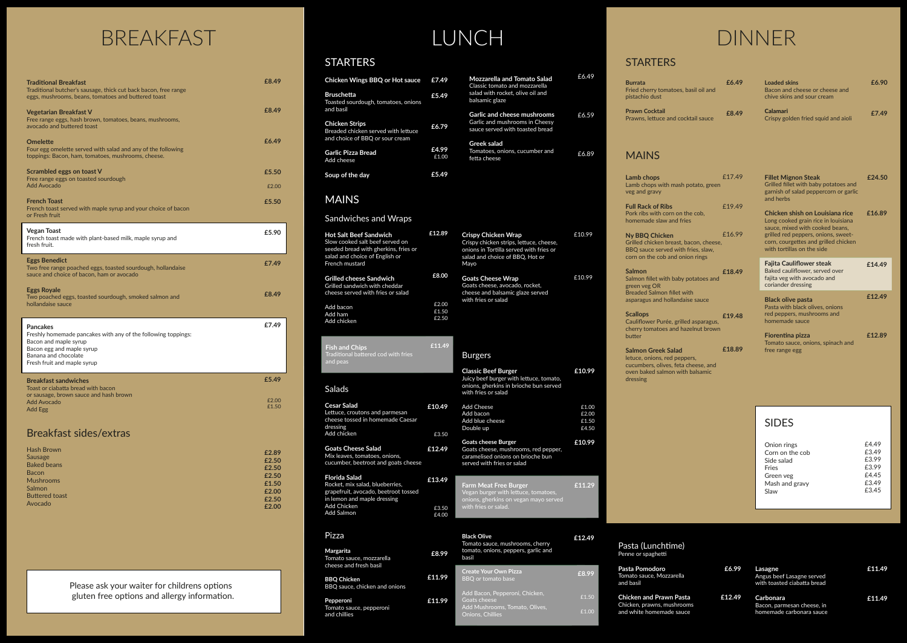# BREAKFAST

**Traditional Breakfast** — £8.49
Traditional butcher's sausage, thick cut back bacon, free range eggs, mushrooms, beans, tomatoes and buttered toast

**Vegetarian Breakfast V** — £8.49
Free range eggs, hash brown, tomatoes, beans, mushrooms, avocado and buttered toast

**Omelette** — £6.49
Four egg omelette served with salad and any of the following toppings: Bacon, ham, tomatoes, mushrooms, cheese.

**Scrambled eggs on toast V** — £5.50
Free range eggs on toasted sourdough
Add Avocado — £2.00

**French Toast** — £5.50
French toast served with maple syrup and your choice of bacon or Fresh fruit

**Vegan Toast** — £5.90
French toast made with plant-based milk, maple syrup and fresh fruit.

**Eggs Benedict** — £7.49
Two free range poached eggs, toasted sourdough, hollandaise sauce and choice of bacon, ham or avocado

**Eggs Royale** — £8.49
Two poached eggs, toasted sourdough, smoked salmon and hollandaise sauce

**Pancakes** — £7.49
Freshly homemade pancakes with any of the following toppings:
Bacon and maple syrup
Bacon egg and maple syrup
Banana and chocolate
Fresh fruit and maple syrup

**Breakfast sandwiches** — £5.49
Toast or ciabatta bread with bacon or sausage, brown sauce and hash brown
Add Avocado — £2.00
Add Egg — £1.50

## Breakfast sides/extras

| | |
|---|---|
| Hash Brown | £2.89 |
| Sausage | £2.50 |
| Baked beans | £2.50 |
| Bacon | £2.50 |
| Mushrooms | £1.50 |
| Salmon | £2.00 |
| Buttered toast | £2.50 |
| Avocado | £2.00 |

Please ask your waiter for childrens options gluten free options and allergy information.

# LUNCH

## STARTERS

**Chicken Wings BBQ or Hot sauce** — £7.49

**Bruschetta** — £5.49
Toasted sourdough, tomatoes, onions and basil

**Chicken Strips** — £6.79
Breaded chicken served with lettuce and choice of BBQ or sour cream

**Garlic Pizza Bread** — £4.99
Add cheese — £1.00

**Soup of the day** — £5.49

**Mozzarella and Tomato Salad** — £6.49
Classic tomato and mozzarella salad with rocket, olive oil and balsamic glaze

**Garlic and cheese mushrooms** — £6.59
Garlic and mushrooms in Cheesy sauce served with toasted bread

**Greek salad** — £6.89
Tomatoes, onions, cucumber and fetta cheese

## MAINS

### Sandwiches and Wraps

**Hot Salt Beef Sandwich** — £12.89
Slow cooked salt beef served on seeded bread with gherkins, fries or salad and choice of English or French mustard

**Grilled cheese Sandwich** — £8.00
Grilled sandwich with cheddar cheese served with fries or salad

Add bacon — £2.00
Add ham — £1.50
Add chicken — £2.50

**Crispy Chicken Wrap** — £10.99
Crispy chicken strips, lettuce, cheese, onions in Tortilla served with fries or salad and choice of BBQ, Hot or Mayo

**Goats Cheese Wrap** — £10.99
Goats cheese, avocado, rocket, cheese and balsamic glaze served with fries or salad

**Fish and Chips** — £11.49
Traditional battered cod with fries and peas

### Salads

**Cesar Salad** — £10.49
Lettuce, croutons and parmesan cheese tossed in homemade Caesar dressing
Add chicken — £3.50

**Goats Cheese Salad** — £12.49
Mix leaves, tomatoes, onions, cucumber, beetroot and goats cheese

**Florida Salad** — £13.49
Rocket, mix salad, blueberries, grapefruit, avocado, beetroot tossed in lemon and maple dressing
Add Chicken — £3.50
Add Salmon — £4.00

### Burgers

**Classic Beef Burger** — £10.99
Juicy beef burger with lettuce, tomato, onions, gherkins in brioche bun served with fries or salad

Add Cheese — £1.00
Add bacon — £2.00
Add blue cheese — £1.50
Double up — £4.50

**Goats cheese Burger** — £10.99
Goats cheese, mushrooms, red pepper, caramelised onions on brioche bun served with fries or salad

**Farm Meat Free Burger** — £11.29
Vegan burger with lettuce, tomatoes, onions, gherkins on vegan mayo served with fries or salad.

### Pizza

**Margarita** — £8.99
Tomato sauce, mozzarella cheese and fresh basil

**BBQ Chicken** — £11.99
BBQ sauce, chicken and onions

**Pepperoni** — £11.99
Tomato sauce, pepperoni and chillies

**Black Olive** — £12.49
Tomato sauce, mushrooms, cherry tomato, onions, peppers, garlic and basil

**Create Your Own Pizza** — £8.99
BBQ or tomato base
Add Bacon, Pepperoni, Chicken, Goats cheese — £1.50
Add Mushrooms, Tomato, Olives, Onions, Chillies — £1.00

# DINNER

## STARTERS

**Burrata** — £6.49
Fried cherry tomatoes, basil oil and pistachio dust

**Prawn Cocktail** — £8.49
Prawns, lettuce and cocktail sauce

**Loaded skins** — £6.90
Bacon and cheese or cheese and chive skins and sour cream

**Calamari** — £7.49
Crispy golden fried squid and aioli

## MAINS

**Lamb chops** — £17.49
Lamb chops with mash potato, green veg and gravy

**Full Rack of Ribs** — £19.49
Pork ribs with corn on the cob, homemade slaw and fries

**Ny BBQ Chicken** — £16.99
Grilled chicken breast, bacon, cheese, BBQ sauce served with fries, slaw, corn on the cob and onion rings

**Salmon** — £18.49
Salmon fillet with baby potatoes and green veg OR
Breaded Salmon fillet with asparagus and hollandaise sauce

**Scallops** — £19.48
Cauliflower Purée, grilled asparagus, cherry tomatoes and hazelnut brown butter

**Salmon Greek Salad** — £18.89
letuce, onions, red peppers, cucumbers, olives, feta cheese, and oven baked salmon with balsamic dressing

**Fillet Mignon Steak** — £24.50
Grilled fillet with baby potatoes and garnish of salad peppercorn or garlic and herbs

**Chicken shish on Louisiana rice** — £16.89
Long cooked grain rice in louisiana sauce, mixed with cooked beans, grilled red peppers, onions, sweet-corn, courgettes and grilled chicken with tortillas on the side

**Fajita Cauliflower steak** — £14.49
Baked cauliflower, served over fajita veg with avocado and coriander dressing

**Black olive pasta** — £12.49
Pasta with black olives, onions red peppers, mushrooms and homemade sauce

**Fiorentina pizza** — £12.89
Tomato sauce, onions, spinach and free range egg

## SIDES

| | |
|---|---|
| Onion rings | £4.49 |
| Corn on the cob | £3.49 |
| Side salad | £3.99 |
| Fries | £3.99 |
| Green veg | £4.45 |
| Mash and gravy | £3.49 |
| Slaw | £3.45 |

## Pasta (Lunchtime)

Penne or spaghetti

**Pasta Pomodoro** — £6.99
Tomato sauce, Mozzarella and basil

**Chicken and Prawn Pasta** — £12.49
Chicken, prawns, mushrooms and white homemade sauce

**Lasagne** — £11.49
Angus beef Lasagne served with toasted ciabatta bread

**Carbonara** — £11.49
Bacon, parmesan cheese, in homemade carbonara sauce